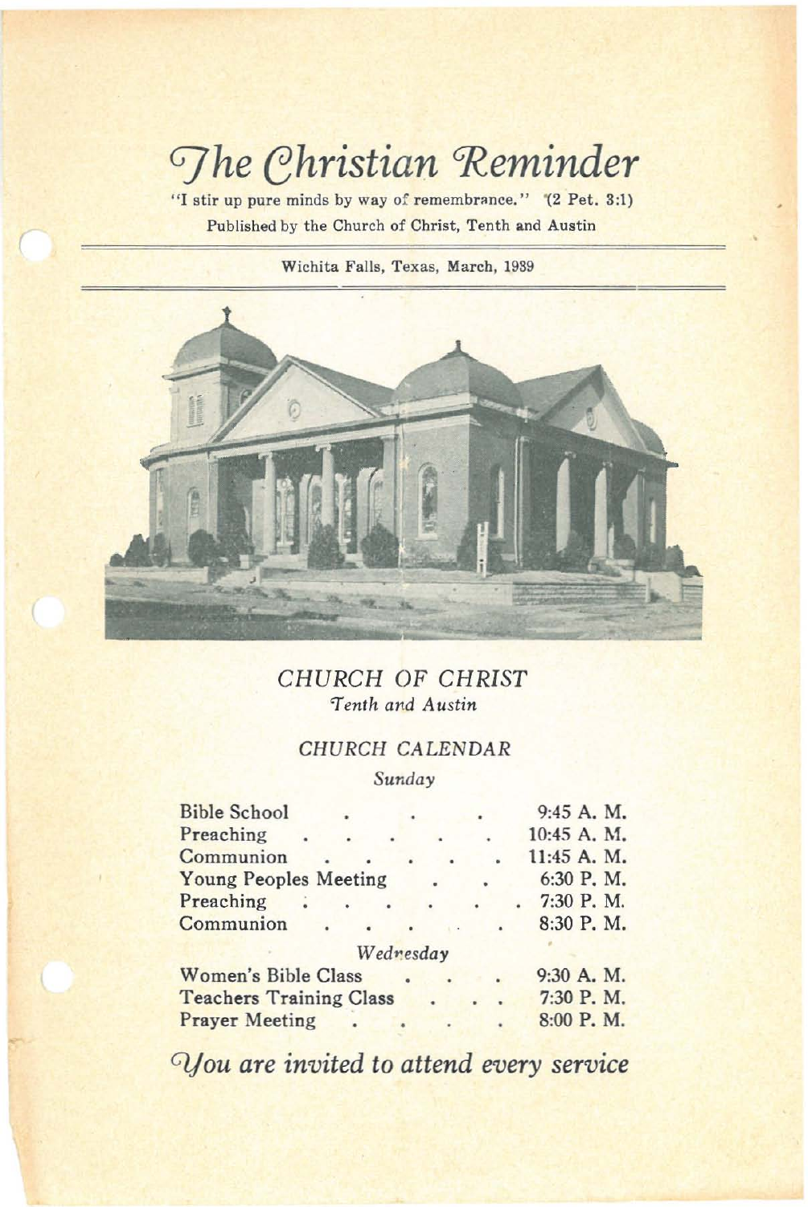# *The Christian Reminder*

"I stir up pure minds by way of remembrance." (2 Pet. 3:1)

Published by the Church of Christ, Tenth and Austin

Wichita Falls, Texas, March, 1939

## *CHURCH OF CHRIST*

*Tenth and Austin*

### *CHURCH CALENDAR*

*Sunday*

| | |
|---|---|
| Bible School | 9:45 A. M. |
| Preaching | 10:45 A. M. |
| Communion | 11:45 A. M. |
| Young Peoples Meeting | 6:30 P. M. |
| Preaching | 7:30 P. M. |
| Communion | 8:30 P. M. |

*Wednesday*

| | |
|---|---|
| Women's Bible Class | 9:30 A. M. |
| Teachers Training Class | 7:30 P. M. |
| Prayer Meeting | 8:00 P. M. |

*You are invited to attend every service*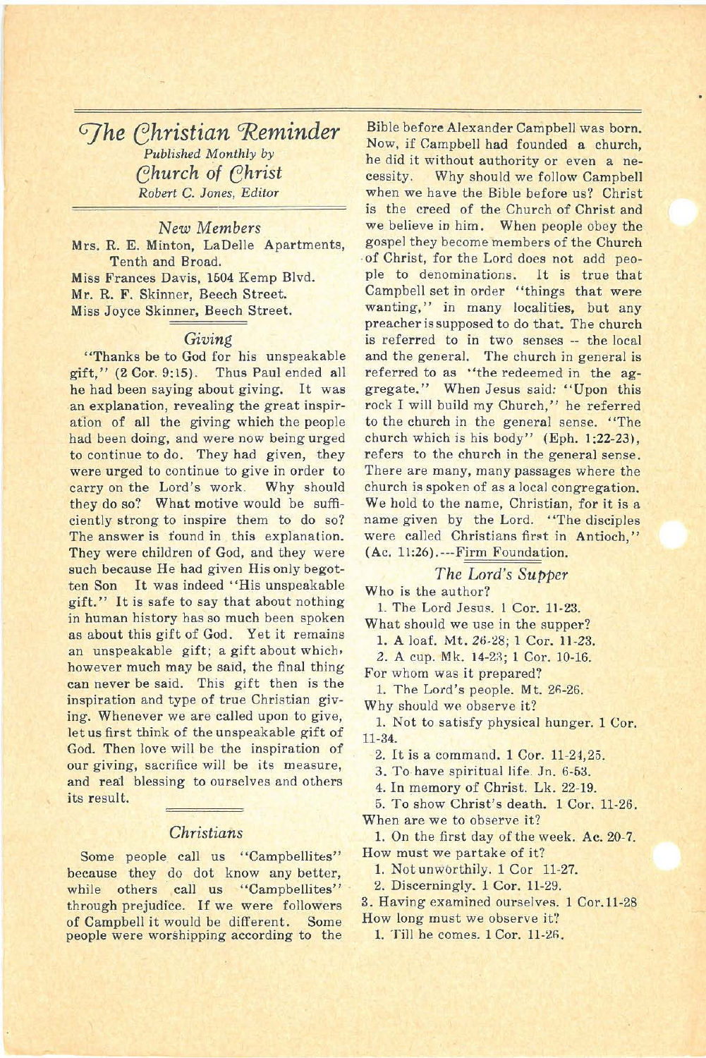# *The Christian Reminder*

*Published Monthly by*

*Church of Christ*

*Robert C. Jones, Editor*

## *New Members*

Mrs. R. E. Minton, LaDelle Apartments, Tenth and Broad.
Miss Frances Davis, 1504 Kemp Blvd.
Mr. R. F. Skinner, Beech Street.
Miss Joyce Skinner, Beech Street.

## *Giving*

"Thanks be to God for his unspeakable gift," (2 Cor. 9:15). Thus Paul ended all he had been saying about giving. It was an explanation, revealing the great inspiration of all the giving which the people had been doing, and were now being urged to continue to do. They had given, they were urged to continue to give in order to carry on the Lord's work. Why should they do so? What motive would be sufficiently strong to inspire them to do so? The answer is found in this explanation. They were children of God, and they were such because He had given His only begotten Son It was indeed "His unspeakable gift." It is safe to say that about nothing in human history has so much been spoken as about this gift of God. Yet it remains an unspeakable gift; a gift about which, however much may be said, the final thing can never be said. This gift then is the inspiration and type of true Christian giving. Whenever we are called upon to give, let us first think of the unspeakable gift of God. Then love will be the inspiration of our giving, sacrifice will be its measure, and real blessing to ourselves and others its result.

## *Christians*

Some people call us "Campbellites" because they do dot know any better, while others call us "Campbellites" through prejudice. If we were followers of Campbell it would be different. Some people were worshipping according to the Bible before Alexander Campbell was born. Now, if Campbell had founded a church, he did it without authority or even a necessity. Why should we follow Campbell when we have the Bible before us? Christ is the creed of the Church of Christ and we believe in him. When people obey the gospel they become members of the Church of Christ, for the Lord does not add people to denominations. It is true that Campbell set in order "things that were wanting," in many localities, but any preacher is supposed to do that. The church is referred to in two senses -- the local and the general. The church in general is referred to as "the redeemed in the aggregate." When Jesus said: "Upon this rock I will build my Church," he referred to the church in the general sense. "The church which is his body" (Eph. 1:22-23), refers to the church in the general sense. There are many, many passages where the church is spoken of as a local congregation. We hold to the name, Christian, for it is a name given by the Lord. "The disciples were called Christians first in Antioch," (Ac. 11:26).---Firm Foundation.

## *The Lord's Supper*

Who is the author?

1. The Lord Jesus. 1 Cor. 11-23.

What should we use in the supper?

1. A loaf. Mt. 26-28; 1 Cor. 11-23.
2. A cup. Mk. 14-23; 1 Cor. 10-16.

For whom was it prepared?

1. The Lord's people. Mt. 26-26.

Why should we observe it?

1. Not to satisfy physical hunger. 1 Cor. 11-34.
2. It is a command. 1 Cor. 11-24,25.
3. To have spiritual life. Jn. 6-53.
4. In memory of Christ. Lk. 22-19.
5. To show Christ's death. 1 Cor. 11-26.

When are we to observe it?

1. On the first day of the week. Ac. 20-7.

How must we partake of it?

1. Not unworthily. 1 Cor 11-27.
2. Discerningly. 1 Cor. 11-29.
3. Having examined ourselves. 1 Cor.11-28

How long must we observe it?

1. Till he comes. 1 Cor. 11-26.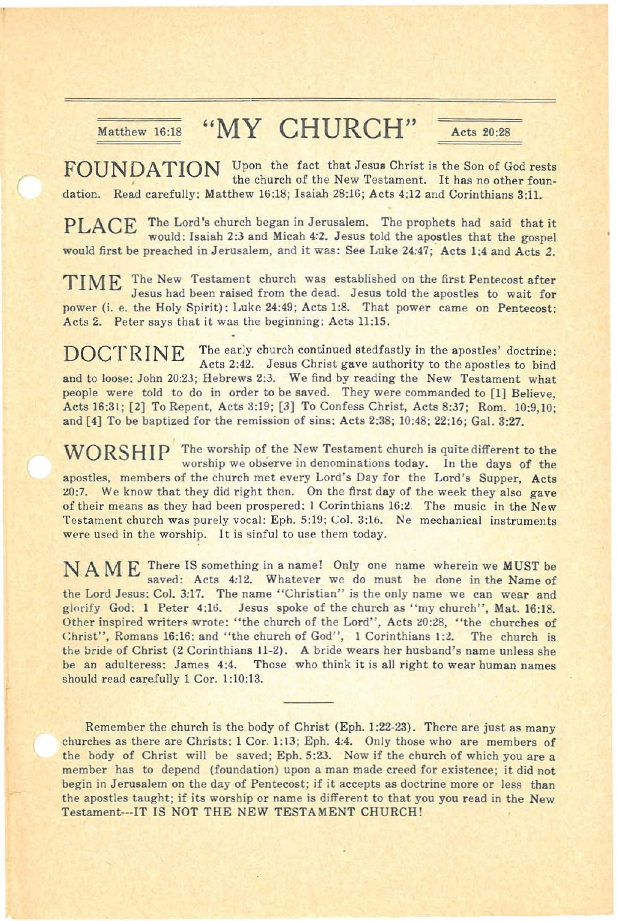# Matthew 16:18 "MY CHURCH" Acts 20:28

**FOUNDATION** Upon the fact that Jesus Christ is the Son of God rests the church of the New Testament. It has no other foundation. Read carefully: Matthew 16:18; Isaiah 28:16; Acts 4:12 and Corinthians 3:11.

**PLACE** The Lord's church began in Jerusalem. The prophets had said that it would: Isaiah 2:3 and Micah 4:2. Jesus told the apostles that the gospel would first be preached in Jerusalem, and it was: See Luke 24:47; Acts 1:4 and Acts 2.

**TIME** The New Testament church was established on the first Pentecost after Jesus had been raised from the dead. Jesus told the apostles to wait for power (i. e. the Holy Spirit): Luke 24:49; Acts 1:8. That power came on Pentecost: Acts 2. Peter says that it was the beginning: Acts 11:15.

**DOCTRINE** The early church continued stedfastly in the apostles' doctrine: Acts 2:42. Jesus Christ gave authority to the apostles to bind and to loose: John 20:23; Hebrews 2:3. We find by reading the New Testament what people were told to do in order to be saved. They were commanded to [1] Believe, Acts 16:31; [2] To Repent, Acts 3:19; [3] To Confess Christ, Acts 8:37; Rom. 10:9,10; and [4] To be baptized for the remission of sins: Acts 2:38; 10:48; 22:16; Gal. 3:27.

**WORSHIP** The worship of the New Testament church is quite different to the worship we observe in denominations today. In the days of the apostles, members of the church met every Lord's Day for the Lord's Supper, Acts 20:7. We know that they did right then. On the first day of the week they also gave of their means as they had been prospered: 1 Corinthians 16:2. The music in the New Testament church was purely vocal: Eph. 5:19; Col. 3:16. No mechanical instruments were used in the worship. It is sinful to use them today.

**NAME** There IS something in a name! Only one name wherein we **MUST** be saved: Acts 4:12. Whatever we do must be done in the Name of the Lord Jesus: Col. 3:17. The name "Christian" is the only name we can wear and glorify God: 1 Peter 4:16. Jesus spoke of the church as "my church", Mat. 16:18. Other inspired writers wrote: "the church of the Lord", Acts 20:28, "the churches of Christ", Romans 16:16; and "the church of God", 1 Corinthians 1:2. The church is the bride of Christ (2 Corinthians 11-2). A bride wears her husband's name unless she be an adulteress: James 4:4. Those who think it is all right to wear human names should read carefully 1 Cor. 1:10:13.

---

Remember the church is the body of Christ (Eph. 1:22-23). There are just as many churches as there are Christs: 1 Cor. 1:13; Eph. 4:4. Only those who are members of the body of Christ will be saved; Eph. 5:23. Now if the church of which you are a member has to depend (foundation) upon a man made creed for existence; it did not begin in Jerusalem on the day of Pentecost; if it accepts as doctrine more or less than the apostles taught; if its worship or name is different to that you you read in the New Testament---IT IS NOT THE NEW TESTAMENT CHURCH!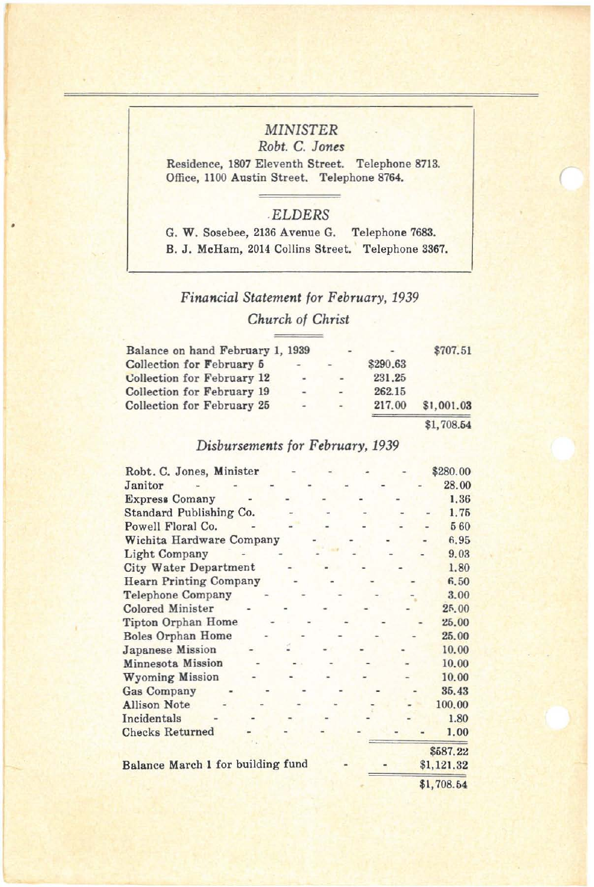## *MINISTER*

*Robt. C. Jones*

Residence, 1807 Eleventh Street. Telephone 8713.
Office, 1100 Austin Street. Telephone 8764.

## *ELDERS*

G. W. Sosebee, 2136 Avenue G. Telephone 7683.
B. J. McHam, 2014 Collins Street. Telephone 3367.

### *Financial Statement for February, 1939*

### *Church of Christ*

| | | |
|---|---|---|
| Balance on hand February 1, 1939 | | $707.51 |
| Collection for February 5 | $290.63 | |
| Collection for February 12 | 231.25 | |
| Collection for February 19 | 262.15 | |
| Collection for February 25 | 217.00 | $1,001.03 |
| | | $1,708.54 |

### *Disbursements for February, 1939*

| | |
|---|---|
| Robt. C. Jones, Minister | $280.00 |
| Janitor | 28.00 |
| Express Comany | 1.36 |
| Standard Publishing Co. | 1.75 |
| Powell Floral Co. | 5 60 |
| Wichita Hardware Company | 6.95 |
| Light Company | 9.03 |
| City Water Department | 1.80 |
| Hearn Printing Company | 6.50 |
| Telephone Company | 3.00 |
| Colored Minister | 25.00 |
| Tipton Orphan Home | 25.00 |
| Boles Orphan Home | 25.00 |
| Japanese Mission | 10.00 |
| Minnesota Mission | 10.00 |
| Wyoming Mission | 10.00 |
| Gas Company | 35.43 |
| Allison Note | 100.00 |
| Incidentals | 1.80 |
| Checks Returned | 1.00 |
| | $587.22 |
| Balance March 1 for building fund | $1,121.32 |
| | $1,708.54 |